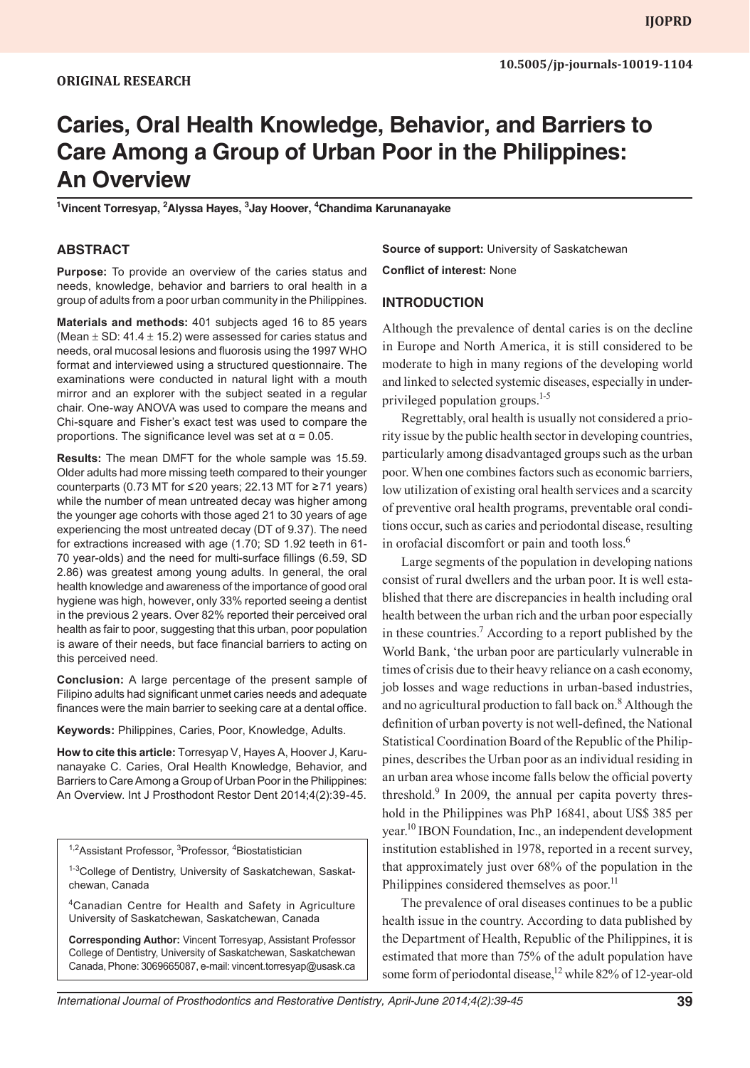**ORIGINAL RESEARCH**

# Caries, Oral Health Knowledge, Behavior, and Barriers to Care Among a Group of Urban Poor in the Philippines: An Overview

[1]Vincent Torresyap, [2]Alyssa Hayes, [3]Jay Hoover, [4]Chandima Karunanayake

## ABSTRACT

**Purpose:** To provide an overview of the caries status and needs, knowledge, behavior and barriers to oral health in a group of adults from a poor urban community in the Philippines.

**Materials and methods:** 401 subjects aged 16 to 85 years (Mean ± SD: 41.4 ± 15.2) were assessed for caries status and needs, oral mucosal lesions and fluorosis using the 1997 WHO format and interviewed using a structured questionnaire. The examinations were conducted in natural light with a mouth mirror and an explorer with the subject seated in a regular chair. One-way ANOVA was used to compare the means and Chi-square and Fisher's exact test was used to compare the proportions. The significance level was set at $\alpha = 0.05$.

**Results:** The mean DMFT for the whole sample was 15.59. Older adults had more missing teeth compared to their younger counterparts (0.73 MT for ≤20 years; 22.13 MT for ≥71 years) while the number of mean untreated decay was higher among the younger age cohorts with those aged 21 to 30 years of age experiencing the most untreated decay (DT of 9.37). The need for extractions increased with age (1.70; SD 1.92 teeth in 61-70 year-olds) and the need for multi-surface fillings (6.59, SD 2.86) was greatest among young adults. In general, the oral health knowledge and awareness of the importance of good oral hygiene was high, however, only 33% reported seeing a dentist in the previous 2 years. Over 82% reported their perceived oral health as fair to poor, suggesting that this urban, poor population is aware of their needs, but face financial barriers to acting on this perceived need.

**Conclusion:** A large percentage of the present sample of Filipino adults had significant unmet caries needs and adequate finances were the main barrier to seeking care at a dental office.

**Keywords:** Philippines, Caries, Poor, Knowledge, Adults.

**How to cite this article:** Torresyap V, Hayes A, Hoover J, Karunanayake C. Caries, Oral Health Knowledge, Behavior, and Barriers to Care Among a Group of Urban Poor in the Philippines: An Overview. Int J Prosthodont Restor Dent 2014;4(2):39-45.

[1,2]Assistant Professor, [3]Professor, [4]Biostatistician

[1-3]College of Dentistry, University of Saskatchewan, Saskatchewan, Canada

[4]Canadian Centre for Health and Safety in Agriculture University of Saskatchewan, Saskatchewan, Canada

**Corresponding Author:** Vincent Torresyap, Assistant Professor College of Dentistry, University of Saskatchewan, Saskatchewan Canada, Phone: 3069665087, e-mail: vincent.torresyap@usask.ca

**Source of support:** University of Saskatchewan

**Conflict of interest:** None

## INTRODUCTION

Although the prevalence of dental caries is on the decline in Europe and North America, it is still considered to be moderate to high in many regions of the developing world and linked to selected systemic diseases, especially in underprivileged population groups.[1-5]

Regrettably, oral health is usually not considered a priority issue by the public health sector in developing countries, particularly among disadvantaged groups such as the urban poor. When one combines factors such as economic barriers, low utilization of existing oral health services and a scarcity of preventive oral health programs, preventable oral conditions occur, such as caries and periodontal disease, resulting in orofacial discomfort or pain and tooth loss.[6]

Large segments of the population in developing nations consist of rural dwellers and the urban poor. It is well established that there are discrepancies in health including oral health between the urban rich and the urban poor especially in these countries.[7] According to a report published by the World Bank, 'the urban poor are particularly vulnerable in times of crisis due to their heavy reliance on a cash economy, job losses and wage reductions in urban-based industries, and no agricultural production to fall back on.[8] Although the definition of urban poverty is not well-defined, the National Statistical Coordination Board of the Republic of the Philippines, describes the Urban poor as an individual residing in an urban area whose income falls below the official poverty threshold.[9] In 2009, the annual per capita poverty threshold in the Philippines was PhP 16841, about US$ 385 per year.[10] IBON Foundation, Inc., an independent development institution established in 1978, reported in a recent survey, that approximately just over 68% of the population in the Philippines considered themselves as poor.[11]

The prevalence of oral diseases continues to be a public health issue in the country. According to data published by the Department of Health, Republic of the Philippines, it is estimated that more than 75% of the adult population have some form of periodontal disease,[12] while 82% of 12-year-old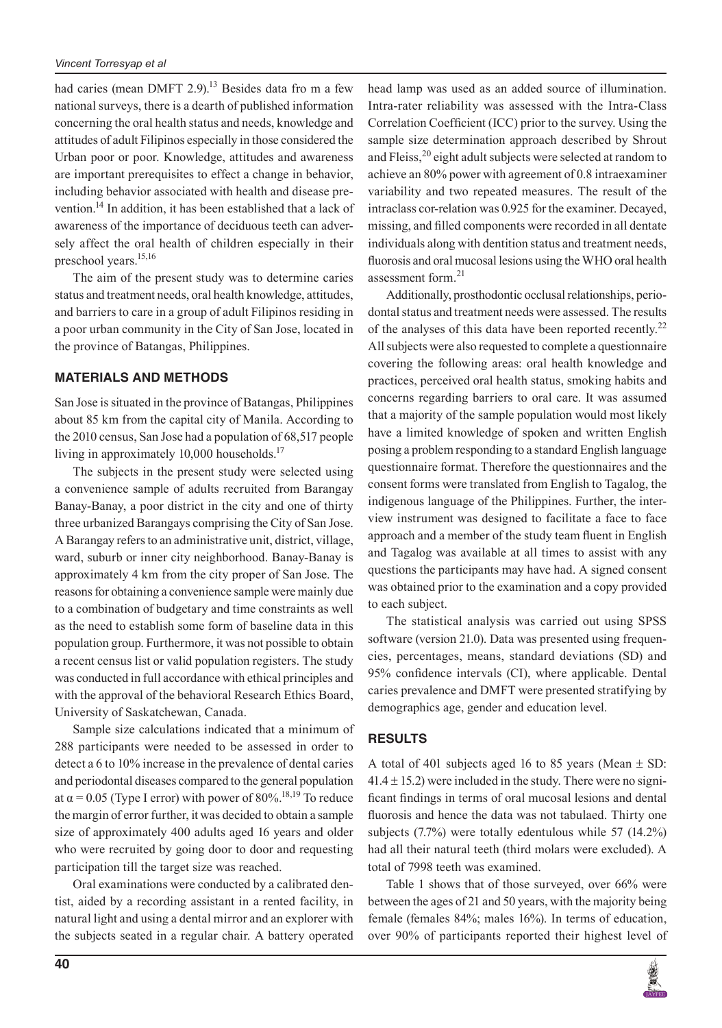had caries (mean DMFT 2.9).[13] Besides data fro m a few national surveys, there is a dearth of published information concerning the oral health status and needs, knowledge and attitudes of adult Filipinos especially in those considered the Urban poor or poor. Knowledge, attitudes and awareness are important prerequisites to effect a change in behavior, including behavior associated with health and disease prevention.[14] In addition, it has been established that a lack of awareness of the importance of deciduous teeth can adversely affect the oral health of children especially in their preschool years.[15,16]

The aim of the present study was to determine caries status and treatment needs, oral health knowledge, attitudes, and barriers to care in a group of adult Filipinos residing in a poor urban community in the City of San Jose, located in the province of Batangas, Philippines.

## MATERIALS AND METHODS

San Jose is situated in the province of Batangas, Philippines about 85 km from the capital city of Manila. According to the 2010 census, San Jose had a population of 68,517 people living in approximately 10,000 households.[17]

The subjects in the present study were selected using a convenience sample of adults recruited from Barangay Banay-Banay, a poor district in the city and one of thirty three urbanized Barangays comprising the City of San Jose. A Barangay refers to an administrative unit, district, village, ward, suburb or inner city neighborhood. Banay-Banay is approximately 4 km from the city proper of San Jose. The reasons for obtaining a convenience sample were mainly due to a combination of budgetary and time constraints as well as the need to establish some form of baseline data in this population group. Furthermore, it was not possible to obtain a recent census list or valid population registers. The study was conducted in full accordance with ethical principles and with the approval of the behavioral Research Ethics Board, University of Saskatchewan, Canada.

Sample size calculations indicated that a minimum of 288 participants were needed to be assessed in order to detect a 6 to 10% increase in the prevalence of dental caries and periodontal diseases compared to the general population at $\alpha = 0.05$ (Type I error) with power of 80%.[18,19] To reduce the margin of error further, it was decided to obtain a sample size of approximately 400 adults aged 16 years and older who were recruited by going door to door and requesting participation till the target size was reached.

Oral examinations were conducted by a calibrated dentist, aided by a recording assistant in a rented facility, in natural light and using a dental mirror and an explorer with the subjects seated in a regular chair. A battery operated head lamp was used as an added source of illumination. Intra-rater reliability was assessed with the Intra-Class Correlation Coefficient (ICC) prior to the survey. Using the sample size determination approach described by Shrout and Fleiss,[20] eight adult subjects were selected at random to achieve an 80% power with agreement of 0.8 intraexaminer variability and two repeated measures. The result of the intraclass cor-relation was 0.925 for the examiner. Decayed, missing, and filled components were recorded in all dentate individuals along with dentition status and treatment needs, fluorosis and oral mucosal lesions using the WHO oral health assessment form.[21]

Additionally, prosthodontic occlusal relationships, periodontal status and treatment needs were assessed. The results of the analyses of this data have been reported recently.[22] All subjects were also requested to complete a questionnaire covering the following areas: oral health knowledge and practices, perceived oral health status, smoking habits and concerns regarding barriers to oral care. It was assumed that a majority of the sample population would most likely have a limited knowledge of spoken and written English posing a problem responding to a standard English language questionnaire format. Therefore the questionnaires and the consent forms were translated from English to Tagalog, the indigenous language of the Philippines. Further, the interview instrument was designed to facilitate a face to face approach and a member of the study team fluent in English and Tagalog was available at all times to assist with any questions the participants may have had. A signed consent was obtained prior to the examination and a copy provided to each subject.

The statistical analysis was carried out using SPSS software (version 21.0). Data was presented using frequencies, percentages, means, standard deviations (SD) and 95% confidence intervals (CI), where applicable. Dental caries prevalence and DMFT were presented stratifying by demographics age, gender and education level.

## RESULTS

A total of 401 subjects aged 16 to 85 years (Mean ± SD: 41.4 ± 15.2) were included in the study. There were no significant findings in terms of oral mucosal lesions and dental fluorosis and hence the data was not tabulaed. Thirty one subjects (7.7%) were totally edentulous while 57 (14.2%) had all their natural teeth (third molars were excluded). A total of 7998 teeth was examined.

Table 1 shows that of those surveyed, over 66% were between the ages of 21 and 50 years, with the majority being female (females 84%; males 16%). In terms of education, over 90% of participants reported their highest level of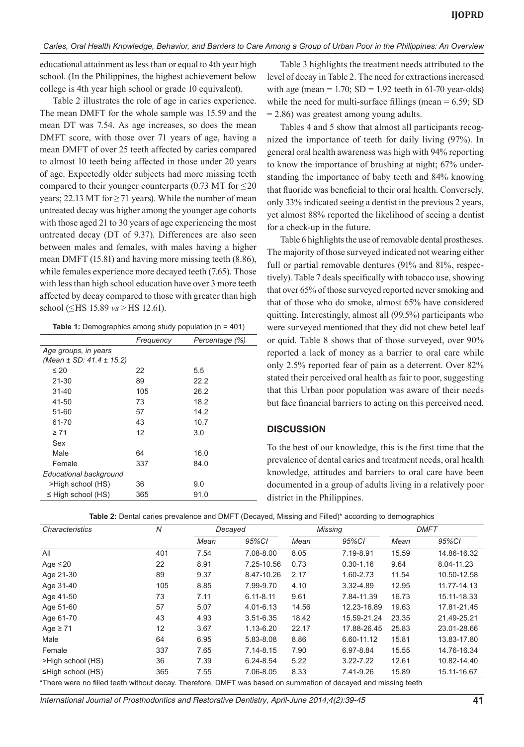educational attainment as less than or equal to 4th year high school. (In the Philippines, the highest achievement below college is 4th year high school or grade 10 equivalent).

Table 2 illustrates the role of age in caries experience. The mean DMFT for the whole sample was 15.59 and the mean DT was 7.54. As age increases, so does the mean DMFT score, with those over 71 years of age, having a mean DMFT of over 25 teeth affected by caries compared to almost 10 teeth being affected in those under 20 years of age. Expectedly older subjects had more missing teeth compared to their younger counterparts (0.73 MT for ≤20 years; 22.13 MT for ≥71 years). While the number of mean untreated decay was higher among the younger age cohorts with those aged 21 to 30 years of age experiencing the most untreated decay (DT of 9.37). Differences are also seen between males and females, with males having a higher mean DMFT (15.81) and having more missing teeth (8.86), while females experience more decayed teeth (7.65). Those with less than high school education have over 3 more teeth affected by decay compared to those with greater than high school (≤HS 15.89 *vs* >HS 12.61).

**Table 1:** Demographics among study population (n = 401)

| | Frequency | Percentage (%) |
|---|---|---|
| *Age groups, in years* | | |
| *(Mean ± SD: 41.4 ± 15.2)* | | |
| ≤ 20 | 22 | 5.5 |
| 21-30 | 89 | 22.2 |
| 31-40 | 105 | 26.2 |
| 41-50 | 73 | 18.2 |
| 51-60 | 57 | 14.2 |
| 61-70 | 43 | 10.7 |
| ≥ 71 | 12 | 3.0 |
| Sex | | |
| Male | 64 | 16.0 |
| Female | 337 | 84.0 |
| *Educational background* | | |
| >High school (HS) | 36 | 9.0 |
| ≤ High school (HS) | 365 | 91.0 |

Table 3 highlights the treatment needs attributed to the level of decay in Table 2. The need for extractions increased with age (mean = 1.70; SD = 1.92 teeth in 61-70 year-olds) while the need for multi-surface fillings (mean = 6.59; SD = 2.86) was greatest among young adults.

Tables 4 and 5 show that almost all participants recognized the importance of teeth for daily living (97%). In general oral health awareness was high with 94% reporting to know the importance of brushing at night; 67% understanding the importance of baby teeth and 84% knowing that fluoride was beneficial to their oral health. Conversely, only 33% indicated seeing a dentist in the previous 2 years, yet almost 88% reported the likelihood of seeing a dentist for a check-up in the future.

Table 6 highlights the use of removable dental prostheses. The majority of those surveyed indicated not wearing either full or partial removable dentures (91% and 81%, respectively). Table 7 deals specifically with tobacco use, showing that over 65% of those surveyed reported never smoking and that of those who do smoke, almost 65% have considered quitting. Interestingly, almost all (99.5%) participants who were surveyed mentioned that they did not chew betel leaf or quid. Table 8 shows that of those surveyed, over 90% reported a lack of money as a barrier to oral care while only 2.5% reported fear of pain as a deterrent. Over 82% stated their perceived oral health as fair to poor, suggesting that this Urban poor population was aware of their needs but face financial barriers to acting on this perceived need.

## DISCUSSION

To the best of our knowledge, this is the first time that the prevalence of dental caries and treatment needs, oral health knowledge, attitudes and barriers to oral care have been documented in a group of adults living in a relatively poor district in the Philippines.

**Table 2:** Dental caries prevalence and DMFT (Decayed, Missing and Filled)* according to demographics

| Characteristics | N | Decayed | | Missing | | DMFT | |
|---|---|---|---|---|---|---|---|
| | | Mean | 95%CI | Mean | 95%CI | Mean | 95%CI |
| All | 401 | 7.54 | 7.08-8.00 | 8.05 | 7.19-8.91 | 15.59 | 14.86-16.32 |
| Age ≤20 | 22 | 8.91 | 7.25-10.56 | 0.73 | 0.30-1.16 | 9.64 | 8.04-11.23 |
| Age 21-30 | 89 | 9.37 | 8.47-10.26 | 2.17 | 1.60-2.73 | 11.54 | 10.50-12.58 |
| Age 31-40 | 105 | 8.85 | 7.99-9.70 | 4.10 | 3.32-4.89 | 12.95 | 11.77-14.13 |
| Age 41-50 | 73 | 7.11 | 6.11-8.11 | 9.61 | 7.84-11.39 | 16.73 | 15.11-18.33 |
| Age 51-60 | 57 | 5.07 | 4.01-6.13 | 14.56 | 12.23-16.89 | 19.63 | 17.81-21.45 |
| Age 61-70 | 43 | 4.93 | 3.51-6.35 | 18.42 | 15.59-21.24 | 23.35 | 21.49-25.21 |
| Age ≥ 71 | 12 | 3.67 | 1.13-6.20 | 22.17 | 17.88-26.45 | 25.83 | 23.01-28.66 |
| Male | 64 | 6.95 | 5.83-8.08 | 8.86 | 6.60-11.12 | 15.81 | 13.83-17.80 |
| Female | 337 | 7.65 | 7.14-8.15 | 7.90 | 6.97-8.84 | 15.55 | 14.76-16.34 |
| >High school (HS) | 36 | 7.39 | 6.24-8.54 | 5.22 | 3.22-7.22 | 12.61 | 10.82-14.40 |
| ≤High school (HS) | 365 | 7.55 | 7.06-8.05 | 8.33 | 7.41-9.26 | 15.89 | 15.11-16.67 |

*There were no filled teeth without decay. Therefore, DMFT was based on summation of decayed and missing teeth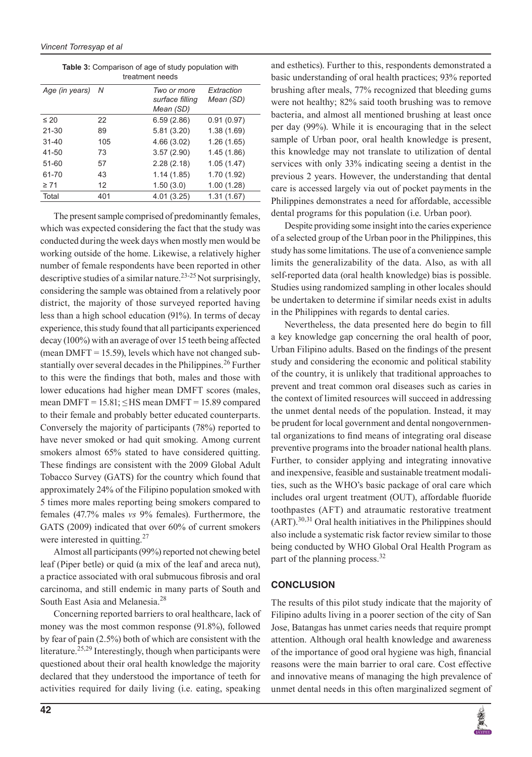**Table 3:** Comparison of age of study population with treatment needs

| *Age (in years)* | *N* | *Two or more surface filling Mean (SD)* | *Extraction Mean (SD)* |
|---|---|---|---|
| ≤ 20 | 22 | 6.59 (2.86) | 0.91 (0.97) |
| 21-30 | 89 | 5.81 (3.20) | 1.38 (1.69) |
| 31-40 | 105 | 4.66 (3.02) | 1.26 (1.65) |
| 41-50 | 73 | 3.57 (2.90) | 1.45 (1.86) |
| 51-60 | 57 | 2.28 (2.18) | 1.05 (1.47) |
| 61-70 | 43 | 1.14 (1.85) | 1.70 (1.92) |
| ≥ 71 | 12 | 1.50 (3.0) | 1.00 (1.28) |
| Total | 401 | 4.01 (3.25) | 1.31 (1.67) |

The present sample comprised of predominantly females, which was expected considering the fact that the study was conducted during the week days when mostly men would be working outside of the home. Likewise, a relatively higher number of female respondents have been reported in other descriptive studies of a similar nature.[23-25] Not surprisingly, considering the sample was obtained from a relatively poor district, the majority of those surveyed reported having less than a high school education (91%). In terms of decay experience, this study found that all participants experienced decay (100%) with an average of over 15 teeth being affected (mean DMFT = 15.59), levels which have not changed substantially over several decades in the Philippines.[26] Further to this were the findings that both, males and those with lower educations had higher mean DMFT scores (males, mean DMFT = 15.81; ≤HS mean DMFT = 15.89 compared to their female and probably better educated counterparts. Conversely the majority of participants (78%) reported to have never smoked or had quit smoking. Among current smokers almost 65% stated to have considered quitting. These findings are consistent with the 2009 Global Adult Tobacco Survey (GATS) for the country which found that approximately 24% of the Filipino population smoked with 5 times more males reporting being smokers compared to females (47.7% males *vs* 9% females). Furthermore, the GATS (2009) indicated that over 60% of current smokers were interested in quitting.[27]

Almost all participants (99%) reported not chewing betel leaf (Piper betle) or quid (a mix of the leaf and areca nut), a practice associated with oral submucous fibrosis and oral carcinoma, and still endemic in many parts of South and South East Asia and Melanesia.[28]

Concerning reported barriers to oral healthcare, lack of money was the most common response (91.8%), followed by fear of pain (2.5%) both of which are consistent with the literature.[25,29] Interestingly, though when participants were questioned about their oral health knowledge the majority declared that they understood the importance of teeth for activities required for daily living (i.e. eating, speaking and esthetics). Further to this, respondents demonstrated a basic understanding of oral health practices; 93% reported brushing after meals, 77% recognized that bleeding gums were not healthy; 82% said tooth brushing was to remove bacteria, and almost all mentioned brushing at least once per day (99%). While it is encouraging that in the select sample of Urban poor, oral health knowledge is present, this knowledge may not translate to utilization of dental services with only 33% indicating seeing a dentist in the previous 2 years. However, the understanding that dental care is accessed largely via out of pocket payments in the Philippines demonstrates a need for affordable, accessible dental programs for this population (i.e. Urban poor).

Despite providing some insight into the caries experience of a selected group of the Urban poor in the Philippines, this study has some limitations. The use of a convenience sample limits the generalizability of the data. Also, as with all self-reported data (oral health knowledge) bias is possible. Studies using randomized sampling in other locales should be undertaken to determine if similar needs exist in adults in the Philippines with regards to dental caries.

Nevertheless, the data presented here do begin to fill a key knowledge gap concerning the oral health of poor, Urban Filipino adults. Based on the findings of the present study and considering the economic and political stability of the country, it is unlikely that traditional approaches to prevent and treat common oral diseases such as caries in the context of limited resources will succeed in addressing the unmet dental needs of the population. Instead, it may be prudent for local government and dental nongovernmental organizations to find means of integrating oral disease preventive programs into the broader national health plans. Further, to consider applying and integrating innovative and inexpensive, feasible and sustainable treatment modalities, such as the WHO's basic package of oral care which includes oral urgent treatment (OUT), affordable fluoride toothpastes (AFT) and atraumatic restorative treatment (ART).[30,31] Oral health initiatives in the Philippines should also include a systematic risk factor review similar to those being conducted by WHO Global Oral Health Program as part of the planning process.[32]

## CONCLUSION

The results of this pilot study indicate that the majority of Filipino adults living in a poorer section of the city of San Jose, Batangas has unmet caries needs that require prompt attention. Although oral health knowledge and awareness of the importance of good oral hygiene was high, financial reasons were the main barrier to oral care. Cost effective and innovative means of managing the high prevalence of unmet dental needs in this often marginalized segment of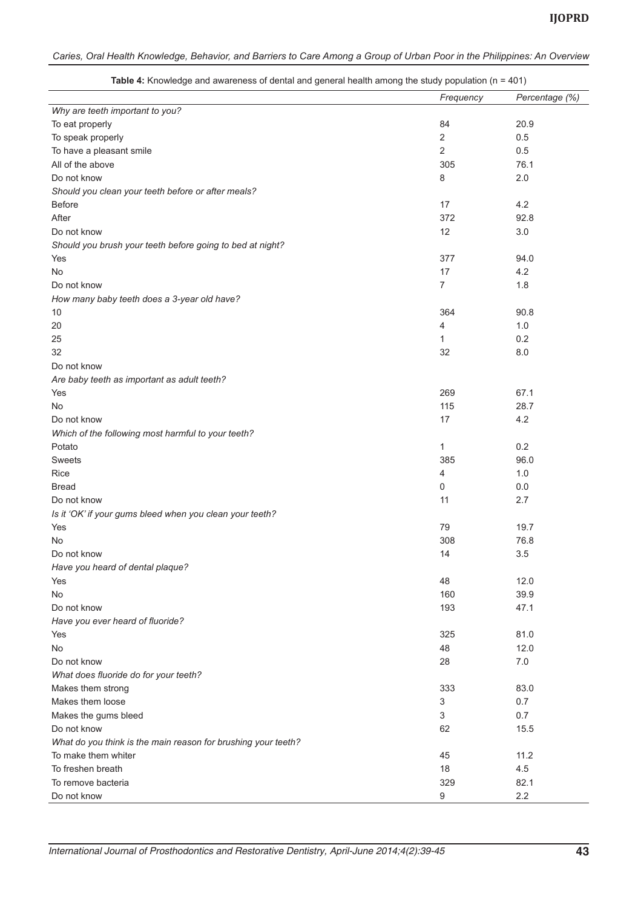**Table 4:** Knowledge and awareness of dental and general health among the study population (n = 401)

| | *Frequency* | *Percentage (%)* |
|---|---|---|
| *Why are teeth important to you?* | | |
| To eat properly | 84 | 20.9 |
| To speak properly | 2 | 0.5 |
| To have a pleasant smile | 2 | 0.5 |
| All of the above | 305 | 76.1 |
| Do not know | 8 | 2.0 |
| *Should you clean your teeth before or after meals?* | | |
| Before | 17 | 4.2 |
| After | 372 | 92.8 |
| Do not know | 12 | 3.0 |
| *Should you brush your teeth before going to bed at night?* | | |
| Yes | 377 | 94.0 |
| No | 17 | 4.2 |
| Do not know | 7 | 1.8 |
| *How many baby teeth does a 3-year old have?* | | |
| 10 | 364 | 90.8 |
| 20 | 4 | 1.0 |
| 25 | 1 | 0.2 |
| 32 | 32 | 8.0 |
| Do not know | | |
| *Are baby teeth as important as adult teeth?* | | |
| Yes | 269 | 67.1 |
| No | 115 | 28.7 |
| Do not know | 17 | 4.2 |
| *Which of the following most harmful to your teeth?* | | |
| Potato | 1 | 0.2 |
| Sweets | 385 | 96.0 |
| Rice | 4 | 1.0 |
| Bread | 0 | 0.0 |
| Do not know | 11 | 2.7 |
| *Is it 'OK' if your gums bleed when you clean your teeth?* | | |
| Yes | 79 | 19.7 |
| No | 308 | 76.8 |
| Do not know | 14 | 3.5 |
| *Have you heard of dental plaque?* | | |
| Yes | 48 | 12.0 |
| No | 160 | 39.9 |
| Do not know | 193 | 47.1 |
| *Have you ever heard of fluoride?* | | |
| Yes | 325 | 81.0 |
| No | 48 | 12.0 |
| Do not know | 28 | 7.0 |
| *What does fluoride do for your teeth?* | | |
| Makes them strong | 333 | 83.0 |
| Makes them loose | 3 | 0.7 |
| Makes the gums bleed | 3 | 0.7 |
| Do not know | 62 | 15.5 |
| *What do you think is the main reason for brushing your teeth?* | | |
| To make them whiter | 45 | 11.2 |
| To freshen breath | 18 | 4.5 |
| To remove bacteria | 329 | 82.1 |
| Do not know | 9 | 2.2 |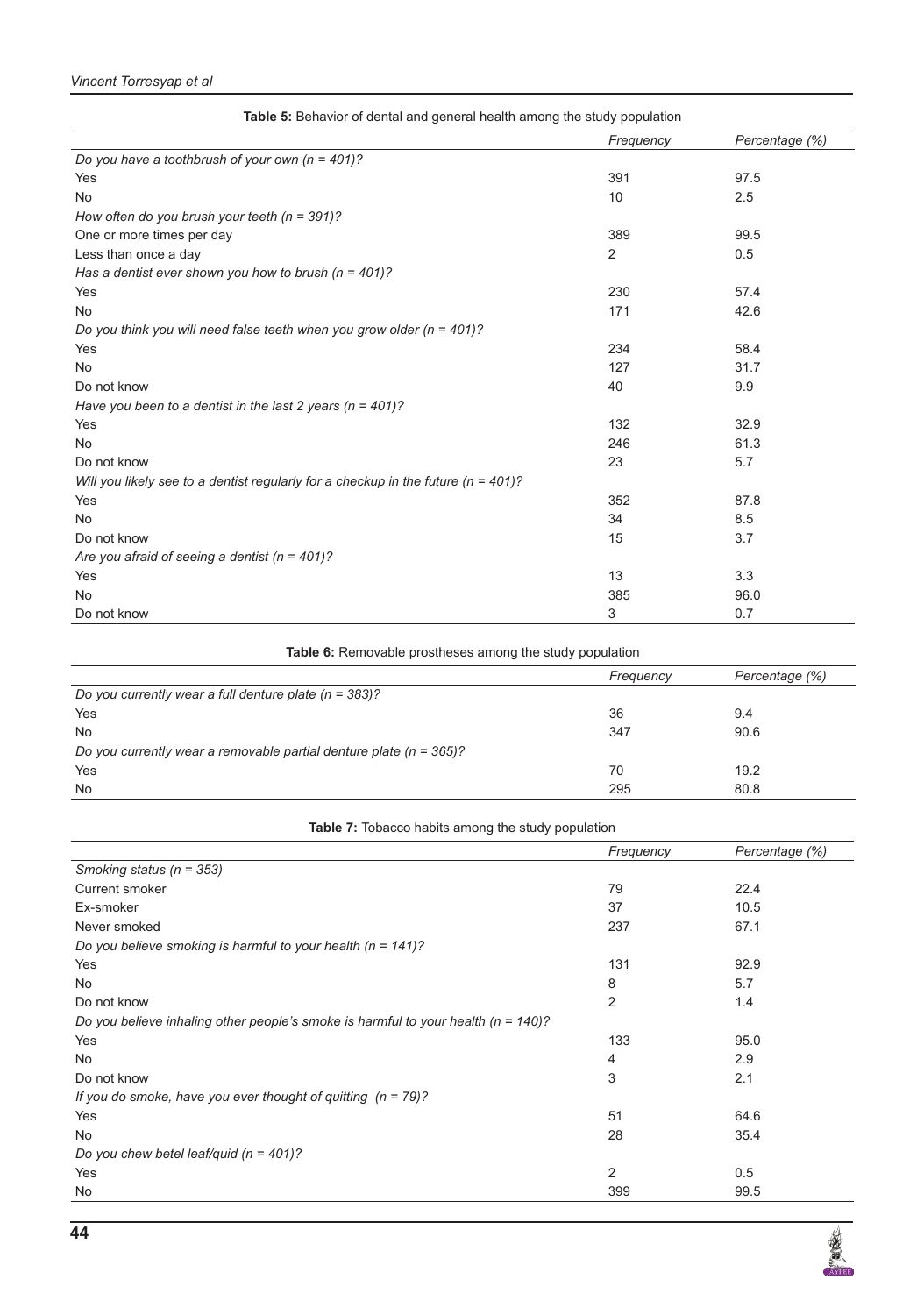**Table 5:** Behavior of dental and general health among the study population

| | Frequency | Percentage (%) |
|---|---|---|
| *Do you have a toothbrush of your own (n = 401)?* | | |
| Yes | 391 | 97.5 |
| No | 10 | 2.5 |
| *How often do you brush your teeth (n = 391)?* | | |
| One or more times per day | 389 | 99.5 |
| Less than once a day | 2 | 0.5 |
| *Has a dentist ever shown you how to brush (n = 401)?* | | |
| Yes | 230 | 57.4 |
| No | 171 | 42.6 |
| *Do you think you will need false teeth when you grow older (n = 401)?* | | |
| Yes | 234 | 58.4 |
| No | 127 | 31.7 |
| Do not know | 40 | 9.9 |
| *Have you been to a dentist in the last 2 years (n = 401)?* | | |
| Yes | 132 | 32.9 |
| No | 246 | 61.3 |
| Do not know | 23 | 5.7 |
| *Will you likely see to a dentist regularly for a checkup in the future (n = 401)?* | | |
| Yes | 352 | 87.8 |
| No | 34 | 8.5 |
| Do not know | 15 | 3.7 |
| *Are you afraid of seeing a dentist (n = 401)?* | | |
| Yes | 13 | 3.3 |
| No | 385 | 96.0 |
| Do not know | 3 | 0.7 |

**Table 6:** Removable prostheses among the study population

| | Frequency | Percentage (%) |
|---|---|---|
| *Do you currently wear a full denture plate (n = 383)?* | | |
| Yes | 36 | 9.4 |
| No | 347 | 90.6 |
| *Do you currently wear a removable partial denture plate (n = 365)?* | | |
| Yes | 70 | 19.2 |
| No | 295 | 80.8 |

**Table 7:** Tobacco habits among the study population

| | Frequency | Percentage (%) |
|---|---|---|
| *Smoking status (n = 353)* | | |
| Current smoker | 79 | 22.4 |
| Ex-smoker | 37 | 10.5 |
| Never smoked | 237 | 67.1 |
| *Do you believe smoking is harmful to your health (n = 141)?* | | |
| Yes | 131 | 92.9 |
| No | 8 | 5.7 |
| Do not know | 2 | 1.4 |
| *Do you believe inhaling other people's smoke is harmful to your health (n = 140)?* | | |
| Yes | 133 | 95.0 |
| No | 4 | 2.9 |
| Do not know | 3 | 2.1 |
| *If you do smoke, have you ever thought of quitting (n = 79)?* | | |
| Yes | 51 | 64.6 |
| No | 28 | 35.4 |
| *Do you chew betel leaf/quid (n = 401)?* | | |
| Yes | 2 | 0.5 |
| No | 399 | 99.5 |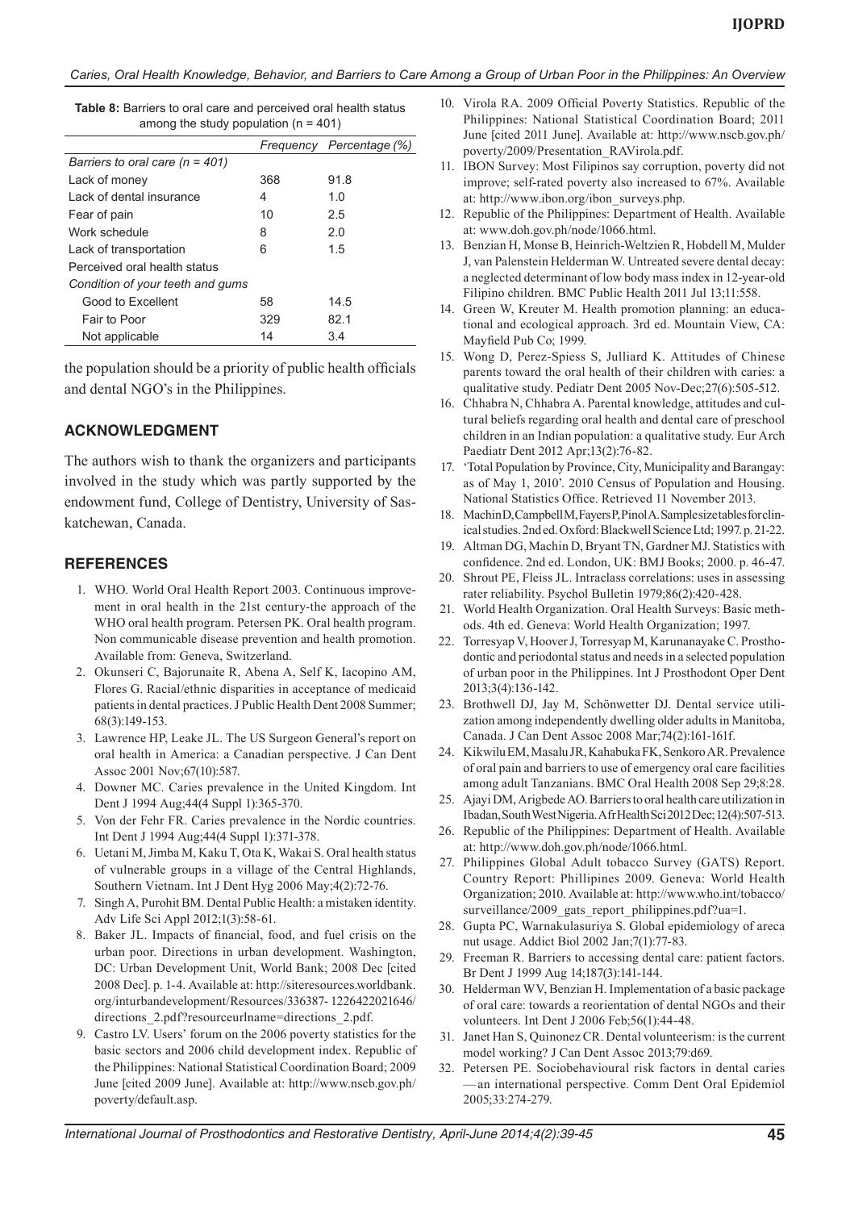**Table 8:** Barriers to oral care and perceived oral health status among the study population (n = 401)

| | Frequency | Percentage (%) |
|---|---|---|
| *Barriers to oral care (n = 401)* | | |
| Lack of money | 368 | 91.8 |
| Lack of dental insurance | 4 | 1.0 |
| Fear of pain | 10 | 2.5 |
| Work schedule | 8 | 2.0 |
| Lack of transportation | 6 | 1.5 |
| Perceived oral health status | | |
| *Condition of your teeth and gums* | | |
| Good to Excellent | 58 | 14.5 |
| Fair to Poor | 329 | 82.1 |
| Not applicable | 14 | 3.4 |

the population should be a priority of public health officials and dental NGO's in the Philippines.

## ACKNOWLEDGMENT

The authors wish to thank the organizers and participants involved in the study which was partly supported by the endowment fund, College of Dentistry, University of Saskatchewan, Canada.

## REFERENCES

1. WHO. World Oral Health Report 2003. Continuous improvement in oral health in the 21st century-the approach of the WHO oral health program. Petersen PK. Oral health program. Non communicable disease prevention and health promotion. Available from: Geneva, Switzerland.
2. Okunseri C, Bajorunaite R, Abena A, Self K, Iacopino AM, Flores G. Racial/ethnic disparities in acceptance of medicaid patients in dental practices. J Public Health Dent 2008 Summer; 68(3):149-153.
3. Lawrence HP, Leake JL. The US Surgeon General's report on oral health in America: a Canadian perspective. J Can Dent Assoc 2001 Nov;67(10):587.
4. Downer MC. Caries prevalence in the United Kingdom. Int Dent J 1994 Aug;44(4 Suppl 1):365-370.
5. Von der Fehr FR. Caries prevalence in the Nordic countries. Int Dent J 1994 Aug;44(4 Suppl 1):371-378.
6. Uetani M, Jimba M, Kaku T, Ota K, Wakai S. Oral health status of vulnerable groups in a village of the Central Highlands, Southern Vietnam. Int J Dent Hyg 2006 May;4(2):72-76.
7. Singh A, Purohit BM. Dental Public Health: a mistaken identity. Adv Life Sci Appl 2012;1(3):58-61.
8. Baker JL. Impacts of financial, food, and fuel crisis on the urban poor. Directions in urban development. Washington, DC: Urban Development Unit, World Bank; 2008 Dec [cited 2008 Dec]. p. 1-4. Available at: http://siteresources.worldbank.org/inturbandevelopment/Resources/336387- 1226422021646/directions_2.pdf?resourceurlname=directions_2.pdf.
9. Castro LV. Users' forum on the 2006 poverty statistics for the basic sectors and 2006 child development index. Republic of the Philippines: National Statistical Coordination Board; 2009 June [cited 2009 June]. Available at: http://www.nscb.gov.ph/poverty/default.asp.
10. Virola RA. 2009 Official Poverty Statistics. Republic of the Philippines: National Statistical Coordination Board; 2011 June [cited 2011 June]. Available at: http://www.nscb.gov.ph/poverty/2009/Presentation_RAVirola.pdf.
11. IBON Survey: Most Filipinos say corruption, poverty did not improve; self-rated poverty also increased to 67%. Available at: http://www.ibon.org/ibon_surveys.php.
12. Republic of the Philippines: Department of Health. Available at: www.doh.gov.ph/node/1066.html.
13. Benzian H, Monse B, Heinrich-Weltzien R, Hobdell M, Mulder J, van Palenstein Helderman W. Untreated severe dental decay: a neglected determinant of low body mass index in 12-year-old Filipino children. BMC Public Health 2011 Jul 13;11:558.
14. Green W, Kreuter M. Health promotion planning: an educational and ecological approach. 3rd ed. Mountain View, CA: Mayfield Pub Co; 1999.
15. Wong D, Perez-Spiess S, Julliard K. Attitudes of Chinese parents toward the oral health of their children with caries: a qualitative study. Pediatr Dent 2005 Nov-Dec;27(6):505-512.
16. Chhabra N, Chhabra A. Parental knowledge, attitudes and cultural beliefs regarding oral health and dental care of preschool children in an Indian population: a qualitative study. Eur Arch Paediatr Dent 2012 Apr;13(2):76-82.
17. 'Total Population by Province, City, Municipality and Barangay: as of May 1, 2010'. 2010 Census of Population and Housing. National Statistics Office. Retrieved 11 November 2013.
18. Machin D, Campbell M, Fayers P, Pinol A. Sample size tables for clinical studies. 2nd ed. Oxford: Blackwell Science Ltd; 1997. p. 21-22.
19. Altman DG, Machin D, Bryant TN, Gardner MJ. Statistics with confidence. 2nd ed. London, UK: BMJ Books; 2000. p. 46-47.
20. Shrout PE, Fleiss JL. Intraclass correlations: uses in assessing rater reliability. Psychol Bulletin 1979;86(2):420-428.
21. World Health Organization. Oral Health Surveys: Basic methods. 4th ed. Geneva: World Health Organization; 1997.
22. Torresyap V, Hoover J, Torresyap M, Karunanayake C. Prosthodontic and periodontal status and needs in a selected population of urban poor in the Philippines. Int J Prosthodont Oper Dent 2013;3(4):136-142.
23. Brothwell DJ, Jay M, Schönwetter DJ. Dental service utilization among independently dwelling older adults in Manitoba, Canada. J Can Dent Assoc 2008 Mar;74(2):161-161f.
24. Kikwilu EM, Masalu JR, Kahabuka FK, Senkoro AR. Prevalence of oral pain and barriers to use of emergency oral care facilities among adult Tanzanians. BMC Oral Health 2008 Sep 29;8:28.
25. Ajayi DM, Arigbede AO. Barriers to oral health care utilization in Ibadan, South West Nigeria. Afr Health Sci 2012 Dec; 12(4):507-513.
26. Republic of the Philippines: Department of Health. Available at: http://www.doh.gov.ph/node/1066.html.
27. Philippines Global Adult tobacco Survey (GATS) Report. Country Report: Phillipines 2009. Geneva: World Health Organization; 2010. Available at: http://www.who.int/tobacco/surveillance/2009_gats_report_philippines.pdf?ua=1.
28. Gupta PC, Warnakulasuriya S. Global epidemiology of areca nut usage. Addict Biol 2002 Jan;7(1):77-83.
29. Freeman R. Barriers to accessing dental care: patient factors. Br Dent J 1999 Aug 14;187(3):141-144.
30. Helderman WV, Benzian H. Implementation of a basic package of oral care: towards a reorientation of dental NGOs and their volunteers. Int Dent J 2006 Feb;56(1):44-48.
31. Janet Han S, Quinonez CR. Dental volunteerism: is the current model working? J Can Dent Assoc 2013;79:d69.
32. Petersen PE. Sociobehavioural risk factors in dental caries — an international perspective. Comm Dent Oral Epidemiol 2005;33:274-279.